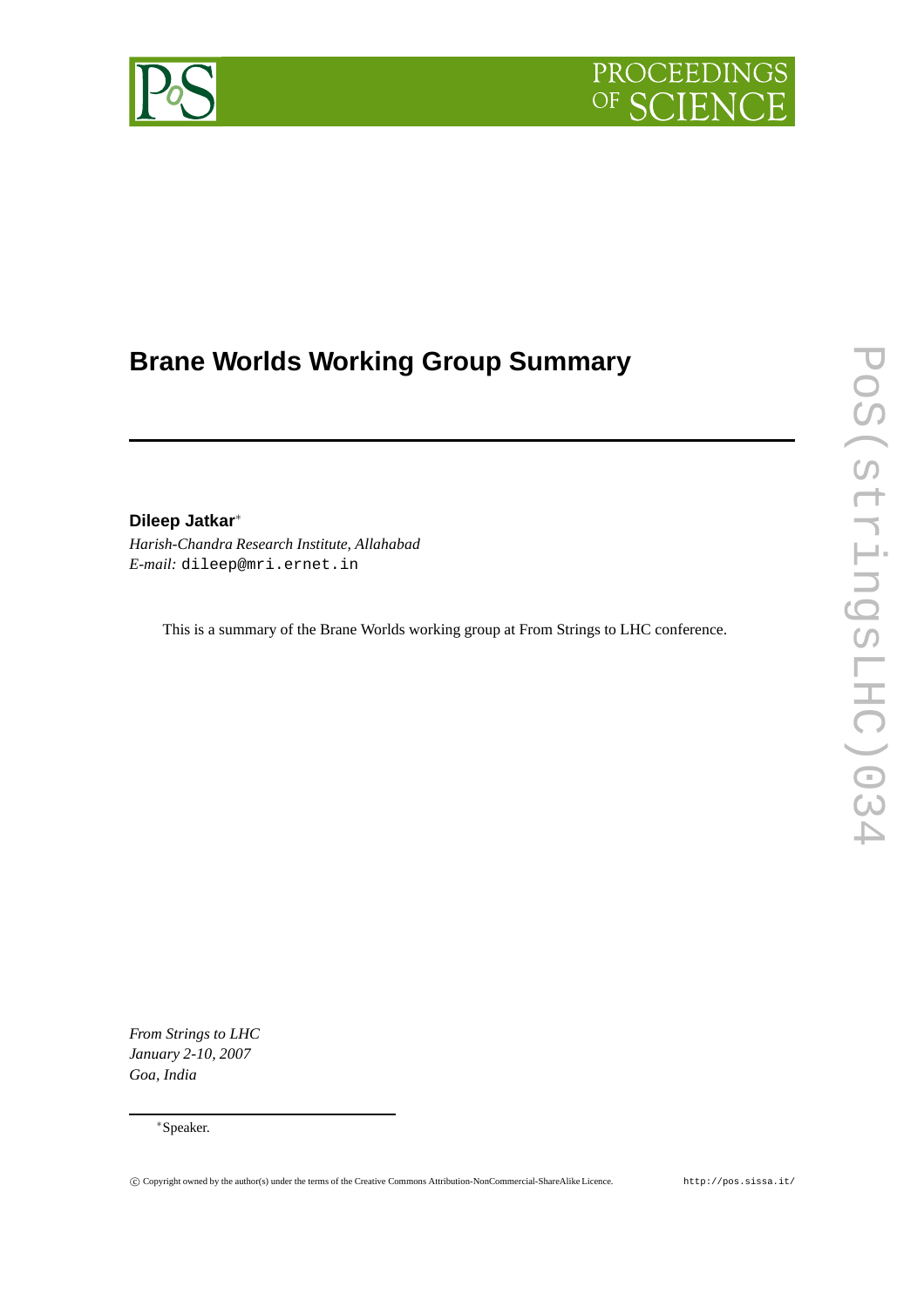# Brane Worlds Working Group Summary

**Dileep Jatkar**[*]

*Harish-Chandra Research Institute, Allahabad*

*E-mail:* dileep@mri.ernet.in

This is a summary of the Brane Worlds working group at From Strings to LHC conference.

*From Strings to LHC*
*January 2-10, 2007*
*Goa, India*

[*]Speaker.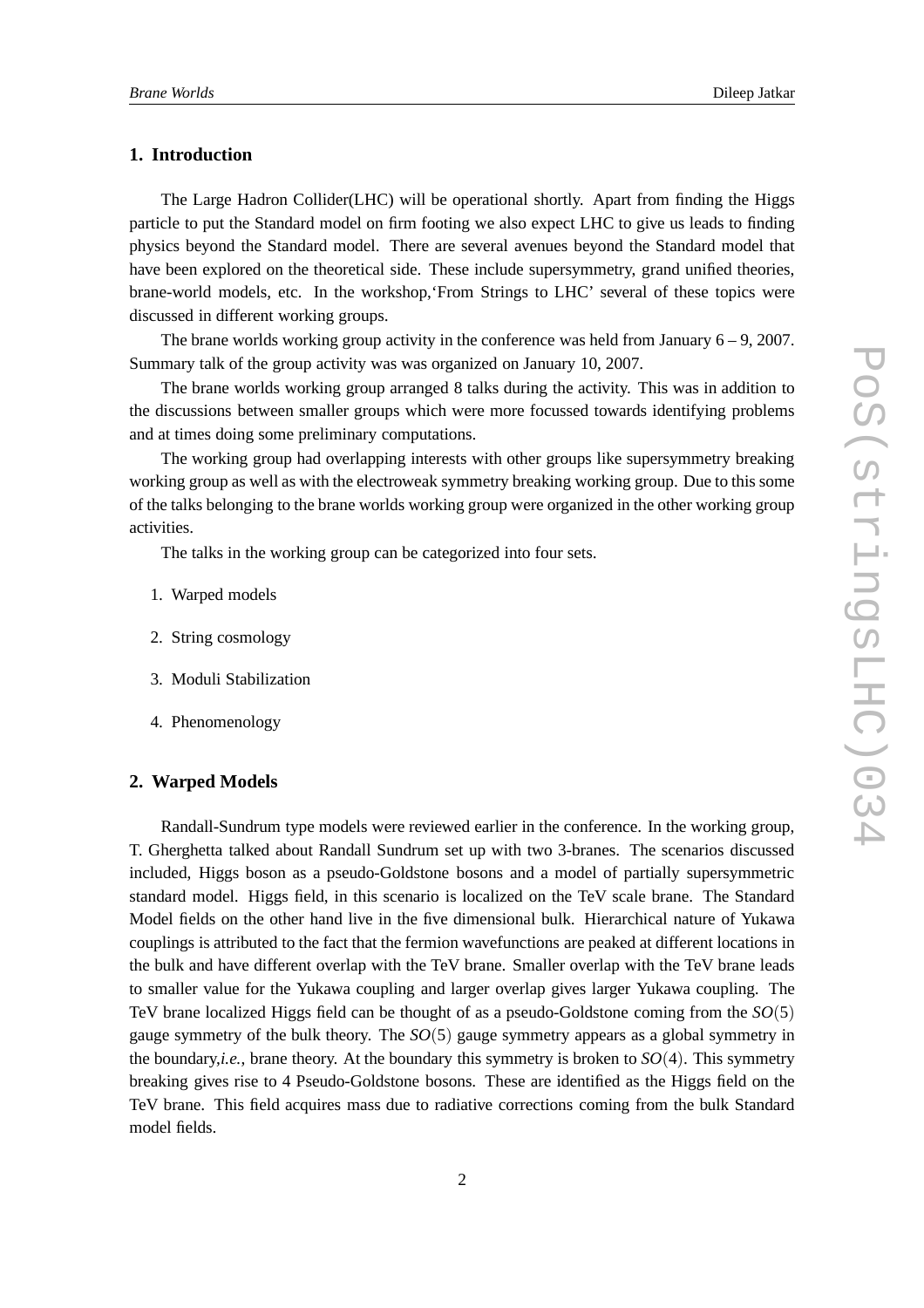## 1. Introduction

The Large Hadron Collider(LHC) will be operational shortly. Apart from finding the Higgs particle to put the Standard model on firm footing we also expect LHC to give us leads to finding physics beyond the Standard model. There are several avenues beyond the Standard model that have been explored on the theoretical side. These include supersymmetry, grand unified theories, brane-world models, etc. In the workshop,'From Strings to LHC' several of these topics were discussed in different working groups.

The brane worlds working group activity in the conference was held from January 6 – 9, 2007. Summary talk of the group activity was was organized on January 10, 2007.

The brane worlds working group arranged 8 talks during the activity. This was in addition to the discussions between smaller groups which were more focussed towards identifying problems and at times doing some preliminary computations.

The working group had overlapping interests with other groups like supersymmetry breaking working group as well as with the electroweak symmetry breaking working group. Due to this some of the talks belonging to the brane worlds working group were organized in the other working group activities.

The talks in the working group can be categorized into four sets.

1. Warped models
2. String cosmology
3. Moduli Stabilization
4. Phenomenology

## 2. Warped Models

Randall-Sundrum type models were reviewed earlier in the conference. In the working group, T. Gherghetta talked about Randall Sundrum set up with two 3-branes. The scenarios discussed included, Higgs boson as a pseudo-Goldstone bosons and a model of partially supersymmetric standard model. Higgs field, in this scenario is localized on the TeV scale brane. The Standard Model fields on the other hand live in the five dimensional bulk. Hierarchical nature of Yukawa couplings is attributed to the fact that the fermion wavefunctions are peaked at different locations in the bulk and have different overlap with the TeV brane. Smaller overlap with the TeV brane leads to smaller value for the Yukawa coupling and larger overlap gives larger Yukawa coupling. The TeV brane localized Higgs field can be thought of as a pseudo-Goldstone coming from the $SO(5)$ gauge symmetry of the bulk theory. The $SO(5)$ gauge symmetry appears as a global symmetry in the boundary,*i.e.*, brane theory. At the boundary this symmetry is broken to $SO(4)$. This symmetry breaking gives rise to 4 Pseudo-Goldstone bosons. These are identified as the Higgs field on the TeV brane. This field acquires mass due to radiative corrections coming from the bulk Standard model fields.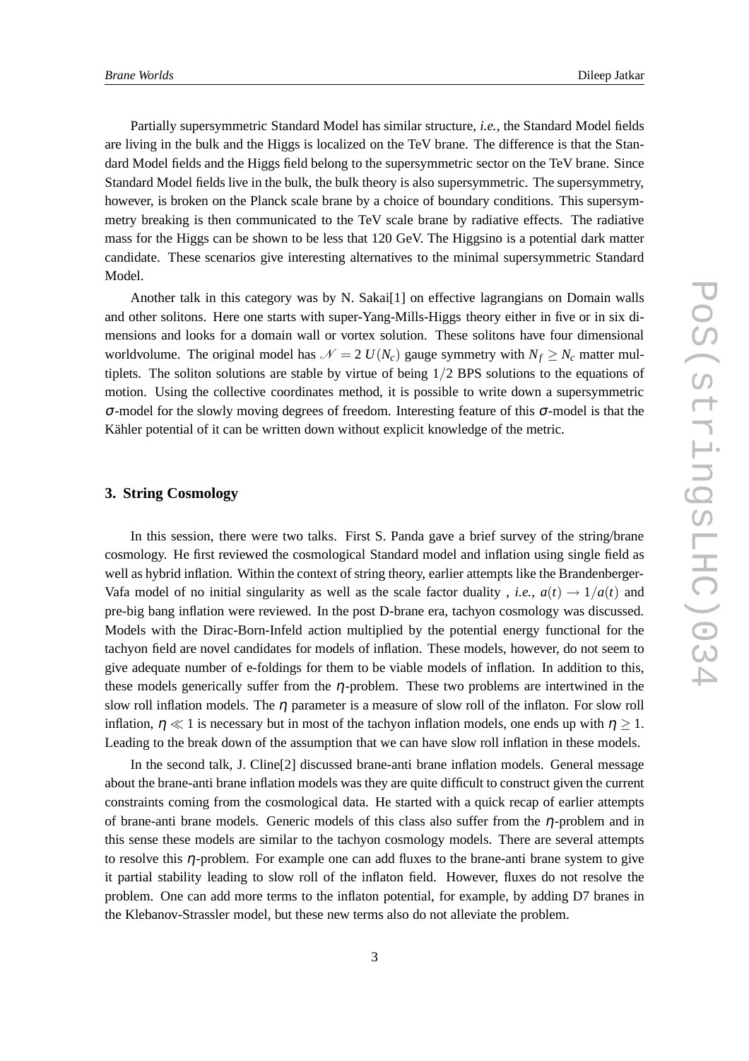Partially supersymmetric Standard Model has similar structure, *i.e.*, the Standard Model fields are living in the bulk and the Higgs is localized on the TeV brane. The difference is that the Standard Model fields and the Higgs field belong to the supersymmetric sector on the TeV brane. Since Standard Model fields live in the bulk, the bulk theory is also supersymmetric. The supersymmetry, however, is broken on the Planck scale brane by a choice of boundary conditions. This supersymmetry breaking is then communicated to the TeV scale brane by radiative effects. The radiative mass for the Higgs can be shown to be less that 120 GeV. The Higgsino is a potential dark matter candidate. These scenarios give interesting alternatives to the minimal supersymmetric Standard Model.

Another talk in this category was by N. Sakai[1] on effective lagrangians on Domain walls and other solitons. Here one starts with super-Yang-Mills-Higgs theory either in five or in six dimensions and looks for a domain wall or vortex solution. These solitons have four dimensional worldvolume. The original model has $\mathcal{N} = 2$ $U(N_c)$ gauge symmetry with $N_f \geq N_c$ matter multiplets. The soliton solutions are stable by virtue of being $1/2$ BPS solutions to the equations of motion. Using the collective coordinates method, it is possible to write down a supersymmetric $\sigma$-model for the slowly moving degrees of freedom. Interesting feature of this $\sigma$-model is that the Kähler potential of it can be written down without explicit knowledge of the metric.

## 3. String Cosmology

In this session, there were two talks. First S. Panda gave a brief survey of the string/brane cosmology. He first reviewed the cosmological Standard model and inflation using single field as well as hybrid inflation. Within the context of string theory, earlier attempts like the Brandenberger-Vafa model of no initial singularity as well as the scale factor duality , *i.e.*, $a(t) \rightarrow 1/a(t)$ and pre-big bang inflation were reviewed. In the post D-brane era, tachyon cosmology was discussed. Models with the Dirac-Born-Infeld action multiplied by the potential energy functional for the tachyon field are novel candidates for models of inflation. These models, however, do not seem to give adequate number of e-foldings for them to be viable models of inflation. In addition to this, these models generically suffer from the $\eta$-problem. These two problems are intertwined in the slow roll inflation models. The $\eta$ parameter is a measure of slow roll of the inflaton. For slow roll inflation, $\eta \ll 1$ is necessary but in most of the tachyon inflation models, one ends up with $\eta \geq 1$. Leading to the break down of the assumption that we can have slow roll inflation in these models.

In the second talk, J. Cline[2] discussed brane-anti brane inflation models. General message about the brane-anti brane inflation models was they are quite difficult to construct given the current constraints coming from the cosmological data. He started with a quick recap of earlier attempts of brane-anti brane models. Generic models of this class also suffer from the $\eta$-problem and in this sense these models are similar to the tachyon cosmology models. There are several attempts to resolve this $\eta$-problem. For example one can add fluxes to the brane-anti brane system to give it partial stability leading to slow roll of the inflaton field. However, fluxes do not resolve the problem. One can add more terms to the inflaton potential, for example, by adding D7 branes in the Klebanov-Strassler model, but these new terms also do not alleviate the problem.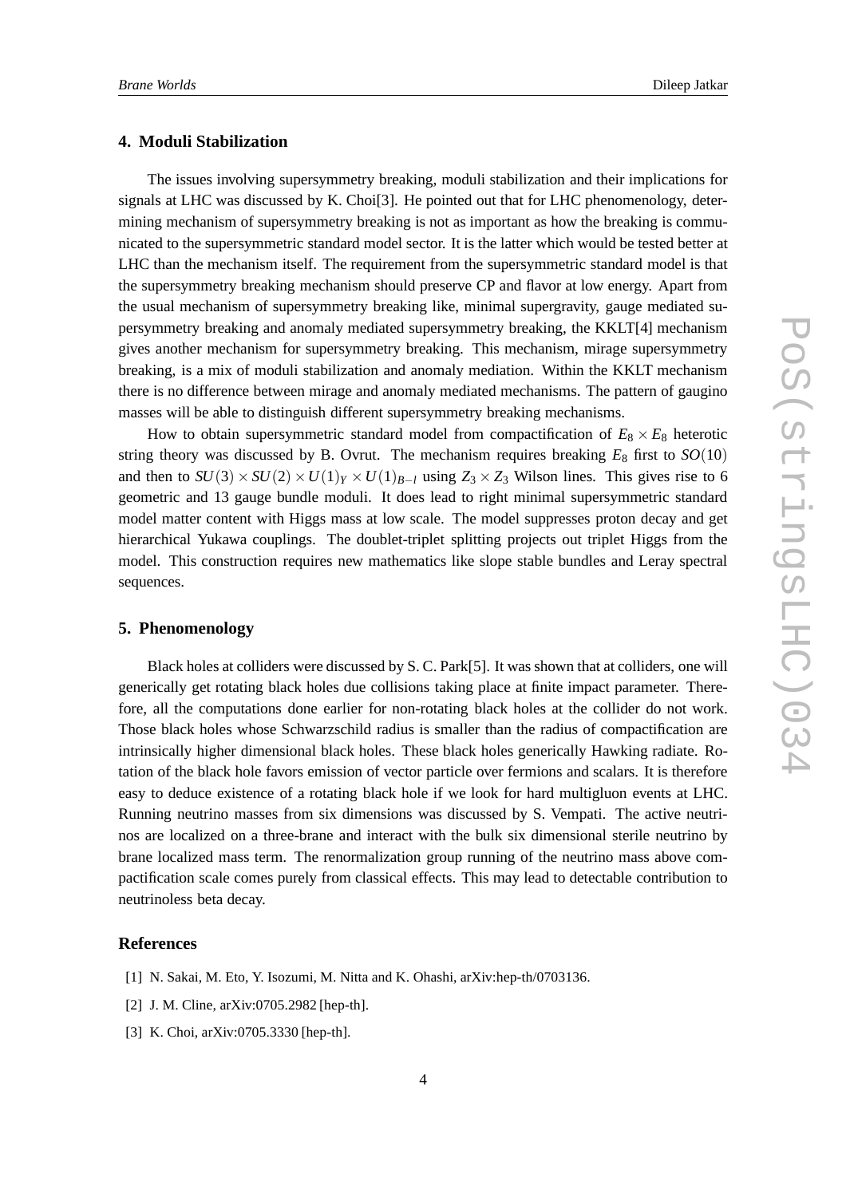## 4. Moduli Stabilization

The issues involving supersymmetry breaking, moduli stabilization and their implications for signals at LHC was discussed by K. Choi[3]. He pointed out that for LHC phenomenology, determining mechanism of supersymmetry breaking is not as important as how the breaking is communicated to the supersymmetric standard model sector. It is the latter which would be tested better at LHC than the mechanism itself. The requirement from the supersymmetric standard model is that the supersymmetry breaking mechanism should preserve CP and flavor at low energy. Apart from the usual mechanism of supersymmetry breaking like, minimal supergravity, gauge mediated supersymmetry breaking and anomaly mediated supersymmetry breaking, the KKLT[4] mechanism gives another mechanism for supersymmetry breaking. This mechanism, mirage supersymmetry breaking, is a mix of moduli stabilization and anomaly mediation. Within the KKLT mechanism there is no difference between mirage and anomaly mediated mechanisms. The pattern of gaugino masses will be able to distinguish different supersymmetry breaking mechanisms.

How to obtain supersymmetric standard model from compactification of $E_8 \times E_8$ heterotic string theory was discussed by B. Ovrut. The mechanism requires breaking $E_8$ first to $SO(10)$ and then to $SU(3) \times SU(2) \times U(1)_Y \times U(1)_{B-l}$ using $Z_3 \times Z_3$ Wilson lines. This gives rise to 6 geometric and 13 gauge bundle moduli. It does lead to right minimal supersymmetric standard model matter content with Higgs mass at low scale. The model suppresses proton decay and get hierarchical Yukawa couplings. The doublet-triplet splitting projects out triplet Higgs from the model. This construction requires new mathematics like slope stable bundles and Leray spectral sequences.

## 5. Phenomenology

Black holes at colliders were discussed by S. C. Park[5]. It was shown that at colliders, one will generically get rotating black holes due collisions taking place at finite impact parameter. Therefore, all the computations done earlier for non-rotating black holes at the collider do not work. Those black holes whose Schwarzschild radius is smaller than the radius of compactification are intrinsically higher dimensional black holes. These black holes generically Hawking radiate. Rotation of the black hole favors emission of vector particle over fermions and scalars. It is therefore easy to deduce existence of a rotating black hole if we look for hard multigluon events at LHC. Running neutrino masses from six dimensions was discussed by S. Vempati. The active neutrinos are localized on a three-brane and interact with the bulk six dimensional sterile neutrino by brane localized mass term. The renormalization group running of the neutrino mass above compactification scale comes purely from classical effects. This may lead to detectable contribution to neutrinoless beta decay.

## References

[1] N. Sakai, M. Eto, Y. Isozumi, M. Nitta and K. Ohashi, arXiv:hep-th/0703136.

[2] J. M. Cline, arXiv:0705.2982 [hep-th].

[3] K. Choi, arXiv:0705.3330 [hep-th].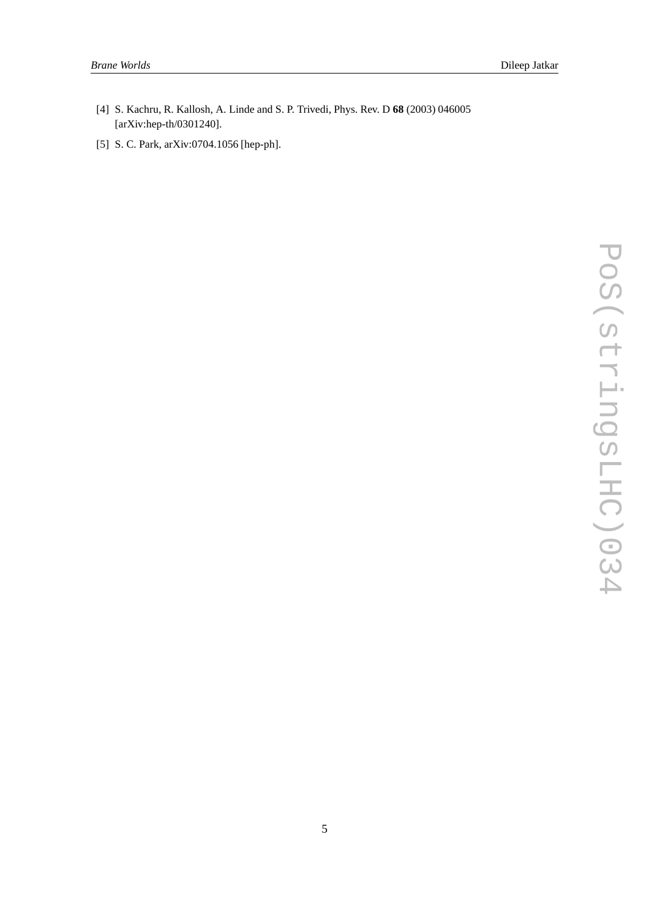[4] S. Kachru, R. Kallosh, A. Linde and S. P. Trivedi, Phys. Rev. D **68** (2003) 046005 [arXiv:hep-th/0301240].

[5] S. C. Park, arXiv:0704.1056 [hep-ph].